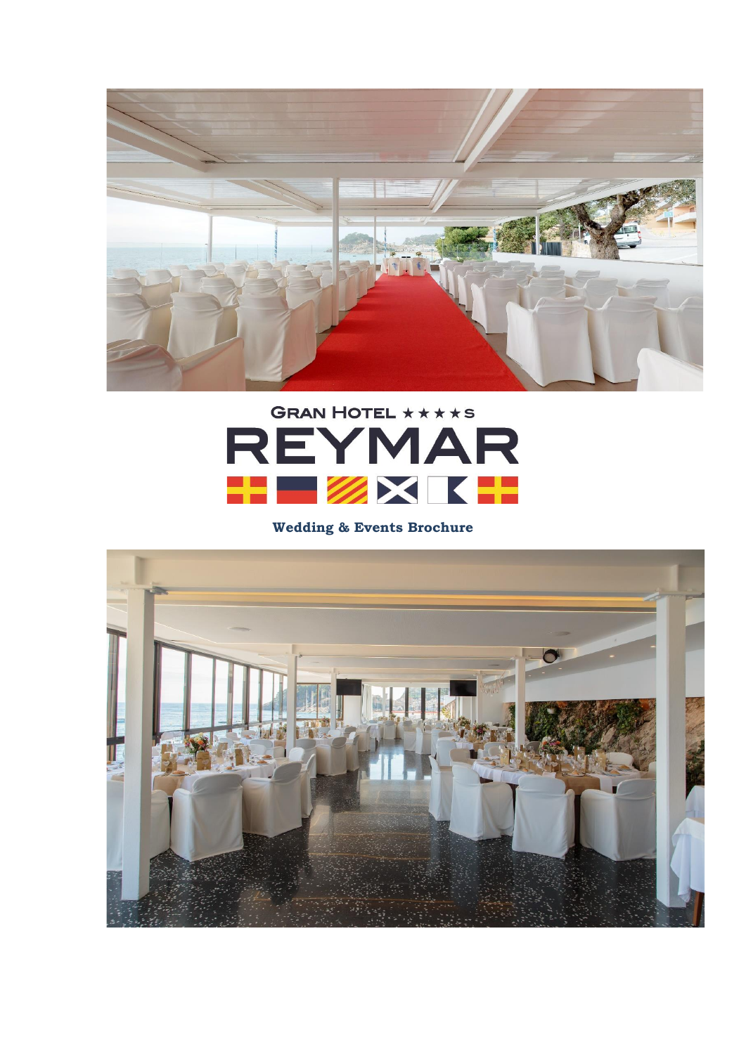GRAN HOTEL ★★★★S

# REYMAR

**Wedding & Events Brochure**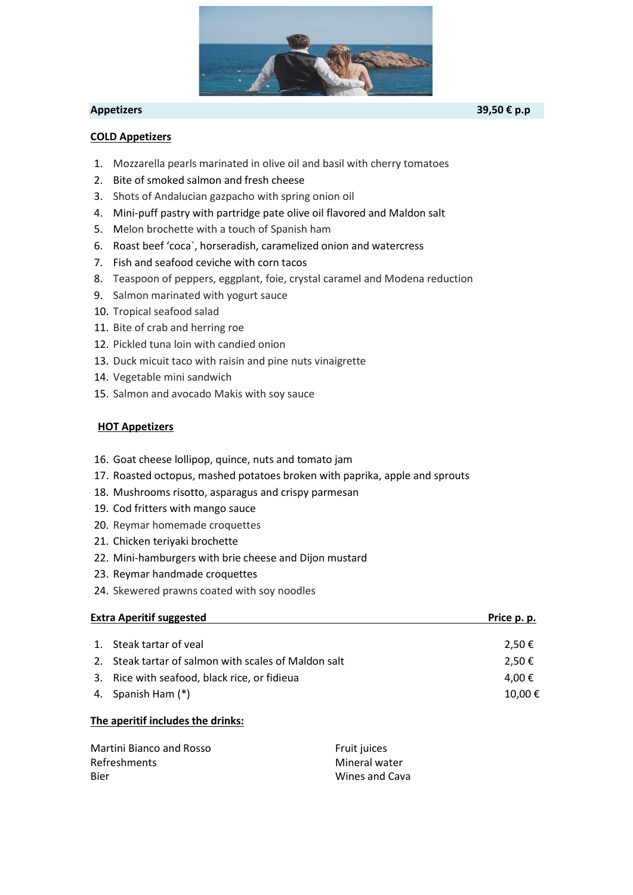**Appetizers** **39,50 € p.p**

**COLD Appetizers**

1. Mozzarella pearls marinated in olive oil and basil with cherry tomatoes
2. Bite of smoked salmon and fresh cheese
3. Shots of Andalucian gazpacho with spring onion oil
4. Mini-puff pastry with partridge pate olive oil flavored and Maldon salt
5. Melon brochette with a touch of Spanish ham
6. Roast beef 'coca`, horseradish, caramelized onion and watercress
7. Fish and seafood ceviche with corn tacos
8. Teaspoon of peppers, eggplant, foie, crystal caramel and Modena reduction
9. Salmon marinated with yogurt sauce
10. Tropical seafood salad
11. Bite of crab and herring roe
12. Pickled tuna loin with candied onion
13. Duck micuit taco with raisin and pine nuts vinaigrette
14. Vegetable mini sandwich
15. Salmon and avocado Makis with soy sauce

**HOT Appetizers**

16. Goat cheese lollipop, quince, nuts and tomato jam
17. Roasted octopus, mashed potatoes broken with paprika, apple and sprouts
18. Mushrooms risotto, asparagus and crispy parmesan
19. Cod fritters with mango sauce
20. Reymar homemade croquettes
21. Chicken teriyaki brochette
22. Mini-hamburgers with brie cheese and Dijon mustard
23. Reymar handmade croquettes
24. Skewered prawns coated with soy noodles

| Extra Aperitif suggested | Price p. p. |
|---|---|
| 1. Steak tartar of veal | 2,50 € |
| 2. Steak tartar of salmon with scales of Maldon salt | 2,50 € |
| 3. Rice with seafood, black rice, or fidieua | 4,00 € |
| 4. Spanish Ham (*) | 10,00 € |

**The aperitif includes the drinks:**

Martini Bianco and Rosso
Refreshments
Bier
Fruit juices
Mineral water
Wines and Cava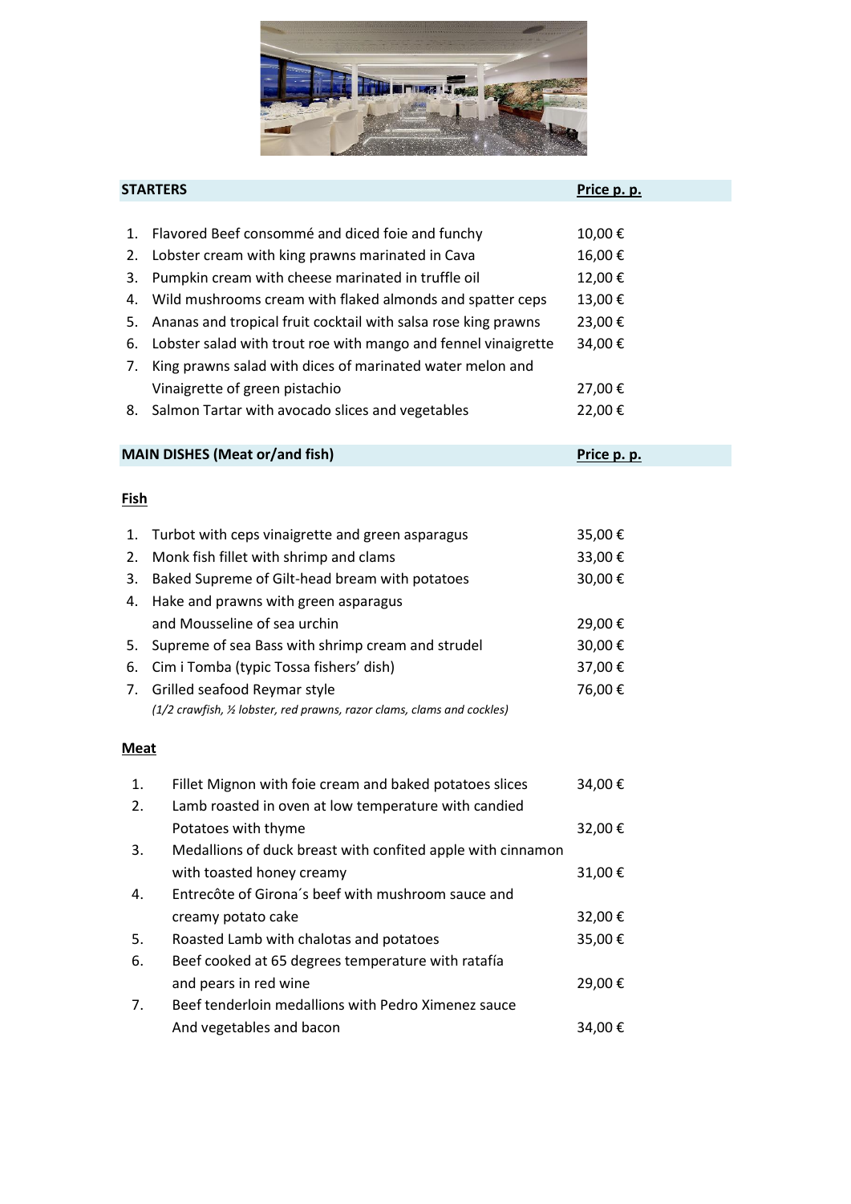| STARTERS | Price p. p. |
|---|---|
| 1. Flavored Beef consommé and diced foie and funchy | 10,00 € |
| 2. Lobster cream with king prawns marinated in Cava | 16,00 € |
| 3. Pumpkin cream with cheese marinated in truffle oil | 12,00 € |
| 4. Wild mushrooms cream with flaked almonds and spatter ceps | 13,00 € |
| 5. Ananas and tropical fruit cocktail with salsa rose king prawns | 23,00 € |
| 6. Lobster salad with trout roe with mango and fennel vinaigrette | 34,00 € |
| 7. King prawns salad with dices of marinated water melon and Vinaigrette of green pistachio | 27,00 € |
| 8. Salmon Tartar with avocado slices and vegetables | 22,00 € |

| MAIN DISHES (Meat or/and fish) | Price p. p. |
|---|---|

**Fish**

| | |
|---|---|
| 1. Turbot with ceps vinaigrette and green asparagus | 35,00 € |
| 2. Monk fish fillet with shrimp and clams | 33,00 € |
| 3. Baked Supreme of Gilt-head bream with potatoes | 30,00 € |
| 4. Hake and prawns with green asparagus and Mousseline of sea urchin | 29,00 € |
| 5. Supreme of sea Bass with shrimp cream and strudel | 30,00 € |
| 6. Cim i Tomba (typic Tossa fishers' dish) | 37,00 € |
| 7. Grilled seafood Reymar style *(1/2 crawfish, ½ lobster, red prawns, razor clams, clams and cockles)* | 76,00 € |

**Meat**

| | |
|---|---|
| 1. Fillet Mignon with foie cream and baked potatoes slices | 34,00 € |
| 2. Lamb roasted in oven at low temperature with candied Potatoes with thyme | 32,00 € |
| 3. Medallions of duck breast with confited apple with cinnamon with toasted honey creamy | 31,00 € |
| 4. Entrecôte of Girona´s beef with mushroom sauce and creamy potato cake | 32,00 € |
| 5. Roasted Lamb with chalotas and potatoes | 35,00 € |
| 6. Beef cooked at 65 degrees temperature with ratafía and pears in red wine | 29,00 € |
| 7. Beef tenderloin medallions with Pedro Ximenez sauce And vegetables and bacon | 34,00 € |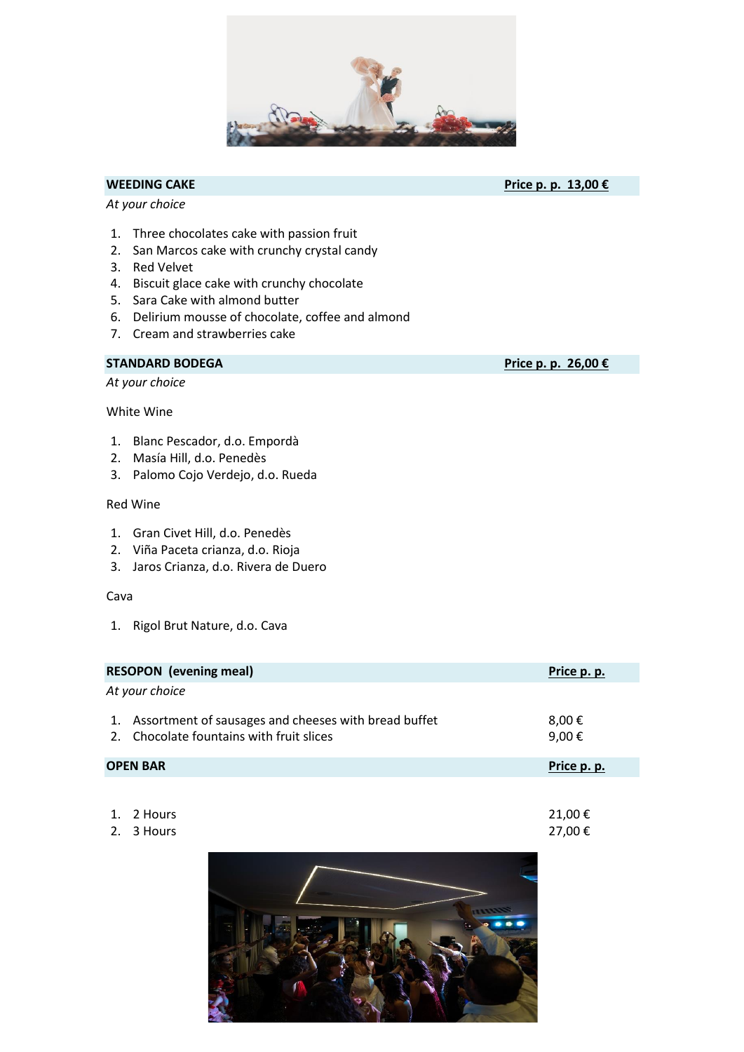**WEEDING CAKE** **Price p. p. 13,00 €**

*At your choice*

1. Three chocolates cake with passion fruit
2. San Marcos cake with crunchy crystal candy
3. Red Velvet
4. Biscuit glace cake with crunchy chocolate
5. Sara Cake with almond butter
6. Delirium mousse of chocolate, coffee and almond
7. Cream and strawberries cake

**STANDARD BODEGA** **Price p. p. 26,00 €**

*At your choice*

White Wine

1. Blanc Pescador, d.o. Empordà
2. Masía Hill, d.o. Penedès
3. Palomo Cojo Verdejo, d.o. Rueda

Red Wine

1. Gran Civet Hill, d.o. Penedès
2. Viña Paceta crianza, d.o. Rioja
3. Jaros Crianza, d.o. Rivera de Duero

Cava

1. Rigol Brut Nature, d.o. Cava

**RESOPON (evening meal)** **Price p. p.**

*At your choice*

1. Assortment of sausages and cheeses with bread buffet — 8,00 €
2. Chocolate fountains with fruit slices — 9,00 €

**OPEN BAR** **Price p. p.**

1. 2 Hours — 21,00 €
2. 3 Hours — 27,00 €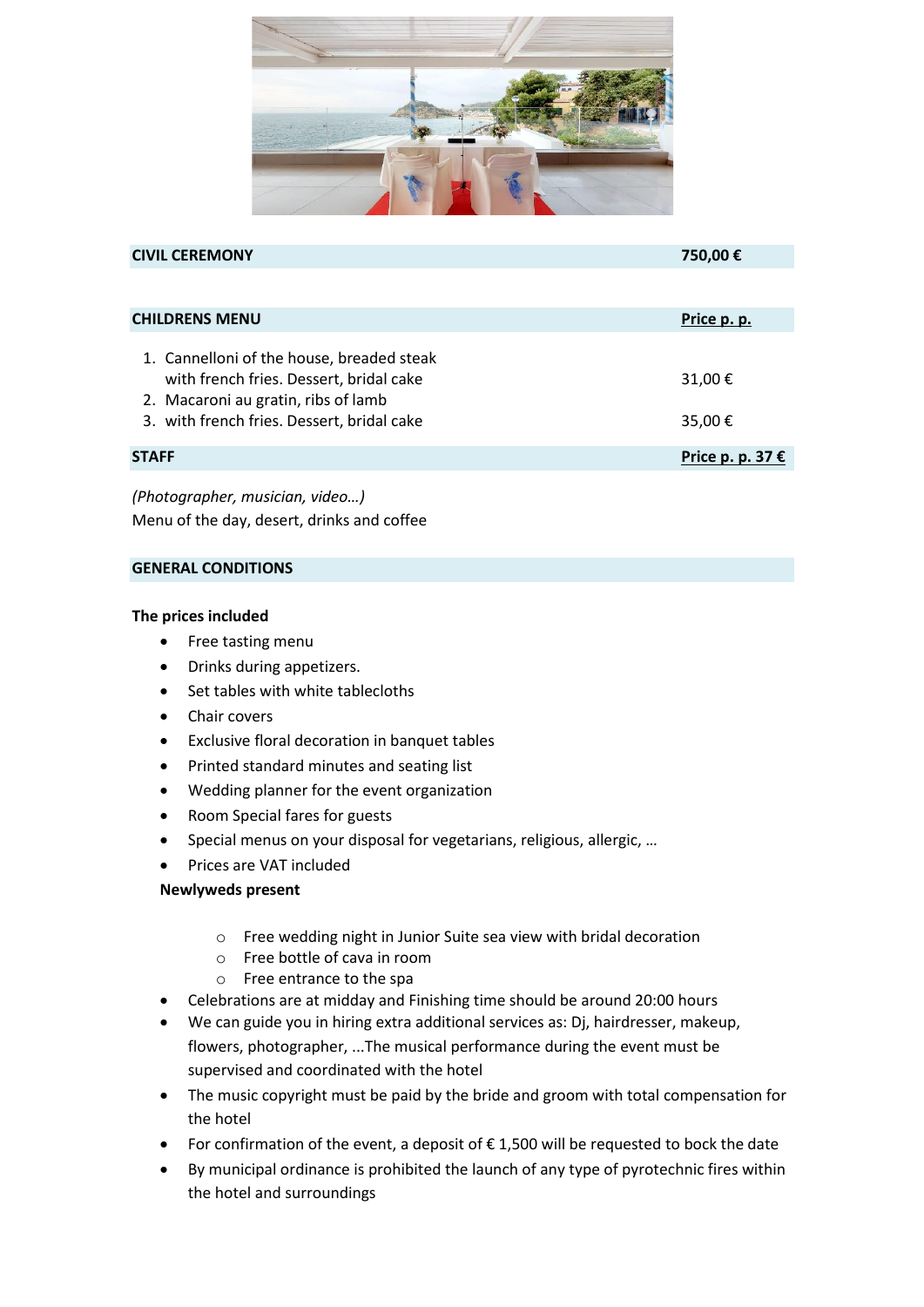| CIVIL CEREMONY | 750,00 € |
|---|---|

| CHILDRENS MENU | Price p. p. |
|---|---|
| 1. Cannelloni of the house, breaded steak with french fries. Dessert, bridal cake | 31,00 € |
| 2. Macaroni au gratin, ribs of lamb<br>3. with french fries. Dessert, bridal cake | 35,00 € |

| STAFF | Price p. p. 37 € |
|---|---|

*(Photographer, musician, video…)*
Menu of the day, desert, drinks and coffee

## GENERAL CONDITIONS

**The prices included**

- Free tasting menu
- Drinks during appetizers.
- Set tables with white tablecloths
- Chair covers
- Exclusive floral decoration in banquet tables
- Printed standard minutes and seating list
- Wedding planner for the event organization
- Room Special fares for guests
- Special menus on your disposal for vegetarians, religious, allergic, …
- Prices are VAT included

**Newlyweds present**

  - Free wedding night in Junior Suite sea view with bridal decoration
  - Free bottle of cava in room
  - Free entrance to the spa

- Celebrations are at midday and Finishing time should be around 20:00 hours
- We can guide you in hiring extra additional services as: Dj, hairdresser, makeup, flowers, photographer, ...The musical performance during the event must be supervised and coordinated with the hotel
- The music copyright must be paid by the bride and groom with total compensation for the hotel
- For confirmation of the event, a deposit of € 1,500 will be requested to bock the date
- By municipal ordinance is prohibited the launch of any type of pyrotechnic fires within the hotel and surroundings